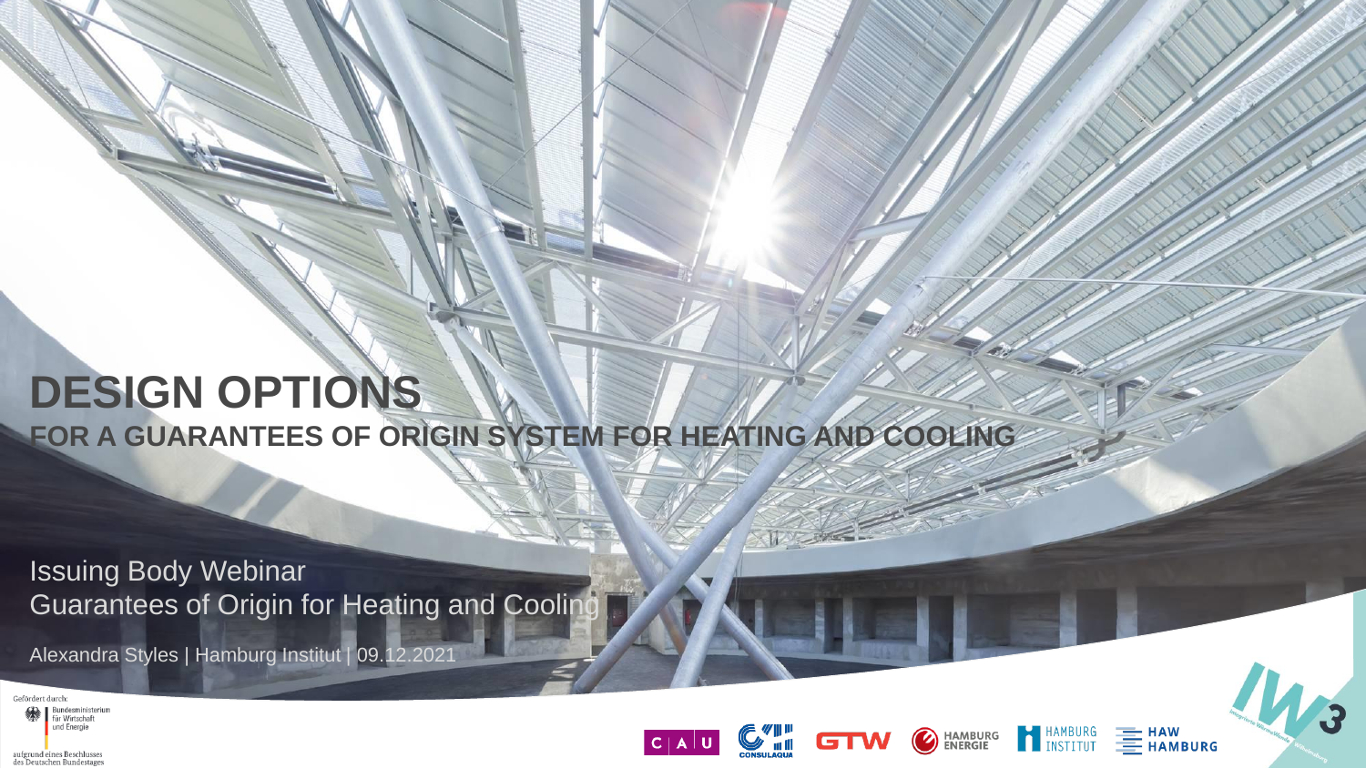# DESIGN OPTIONS

## FOR A GUARANTEES OF ORIGIN SYSTEM FOR HEATING AND COOLING

Issuing Body Webinar
Guarantees of Origin for Heating and Cooling

Alexandra Styles | Hamburg Institut | 09.12.2021

Gefördert durch:
Bundesministerium für Wirtschaft und Energie
aufgrund eines Beschlusses des Deutschen Bundestages

C | A | U  CONSULAQUA  GTW  HAMBURG ENERGIE  HAMBURG INSTITUT  HAW HAMBURG  IW3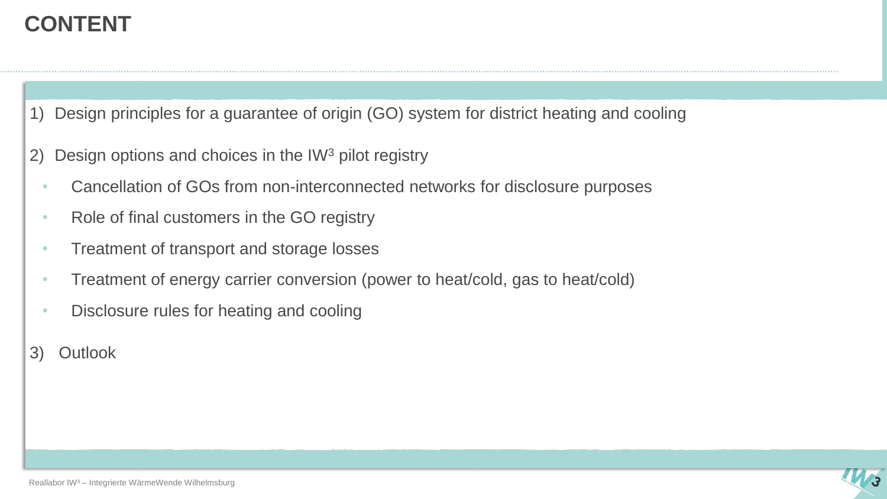# CONTENT

1) Design principles for a guarantee of origin (GO) system for district heating and cooling
2) Design options and choices in the IW³ pilot registry
   - Cancellation of GOs from non-interconnected networks for disclosure purposes
   - Role of final customers in the GO registry
   - Treatment of transport and storage losses
   - Treatment of energy carrier conversion (power to heat/cold, gas to heat/cold)
   - Disclosure rules for heating and cooling
3) Outlook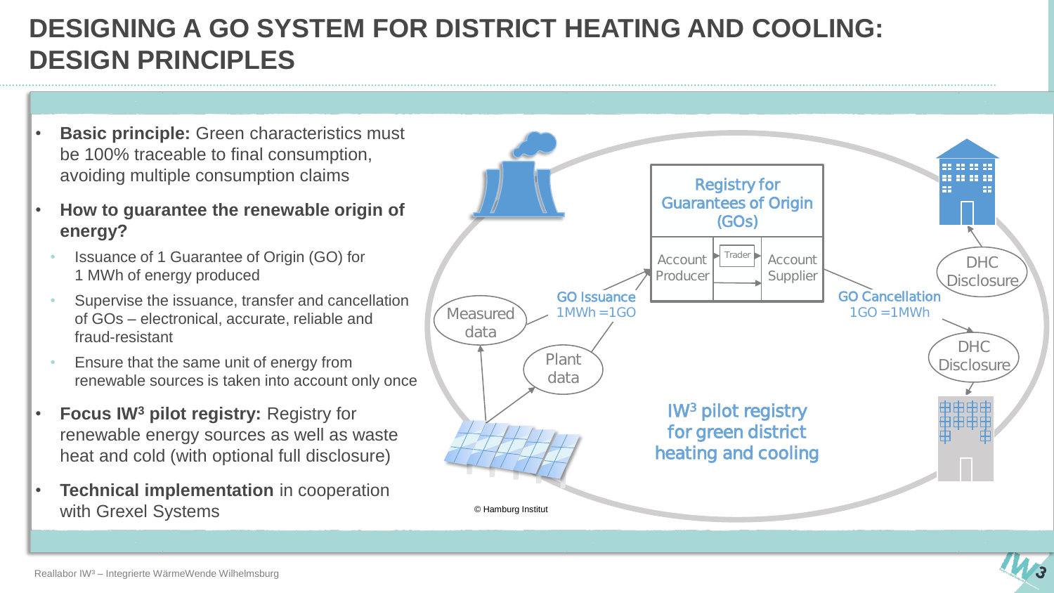# DESIGNING A GO SYSTEM FOR DISTRICT HEATING AND COOLING: DESIGN PRINCIPLES

- **Basic principle:** Green characteristics must be 100% traceable to final consumption, avoiding multiple consumption claims
- **How to guarantee the renewable origin of energy?**
  - Issuance of 1 Guarantee of Origin (GO) for 1 MWh of energy produced
  - Supervise the issuance, transfer and cancellation of GOs – electronical, accurate, reliable and fraud-resistant
  - Ensure that the same unit of energy from renewable sources is taken into account only once
- **Focus IW³ pilot registry:** Registry for renewable energy sources as well as waste heat and cold (with optional full disclosure)
- **Technical implementation** in cooperation with Grexel Systems

Registry for Guarantees of Origin (GOs)

Account Producer | Trader | Account Supplier

Measured data

Plant data

GO Issuance 1MWh =1GO

GO Cancellation 1GO =1MWh

DHC Disclosure

DHC Disclosure

IW³ pilot registry for green district heating and cooling

© Hamburg Institut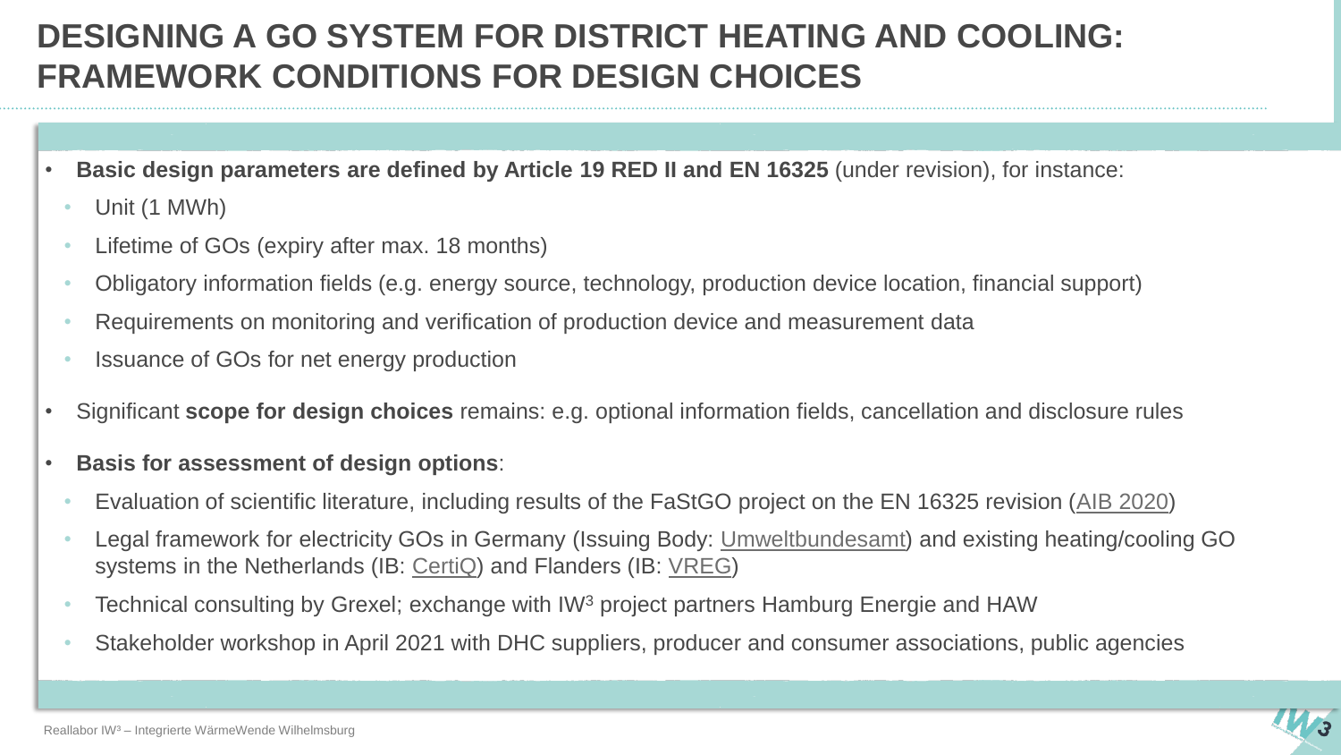# DESIGNING A GO SYSTEM FOR DISTRICT HEATING AND COOLING: FRAMEWORK CONDITIONS FOR DESIGN CHOICES

- **Basic design parameters are defined by Article 19 RED II and EN 16325** (under revision), for instance:
  - Unit (1 MWh)
  - Lifetime of GOs (expiry after max. 18 months)
  - Obligatory information fields (e.g. energy source, technology, production device location, financial support)
  - Requirements on monitoring and verification of production device and measurement data
  - Issuance of GOs for net energy production
- Significant **scope for design choices** remains: e.g. optional information fields, cancellation and disclosure rules
- **Basis for assessment of design options**:
  - Evaluation of scientific literature, including results of the FaStGO project on the EN 16325 revision (AIB 2020)
  - Legal framework for electricity GOs in Germany (Issuing Body: Umweltbundesamt) and existing heating/cooling GO systems in the Netherlands (IB: CertiQ) and Flanders (IB: VREG)
  - Technical consulting by Grexel; exchange with IW³ project partners Hamburg Energie and HAW
  - Stakeholder workshop in April 2021 with DHC suppliers, producer and consumer associations, public agencies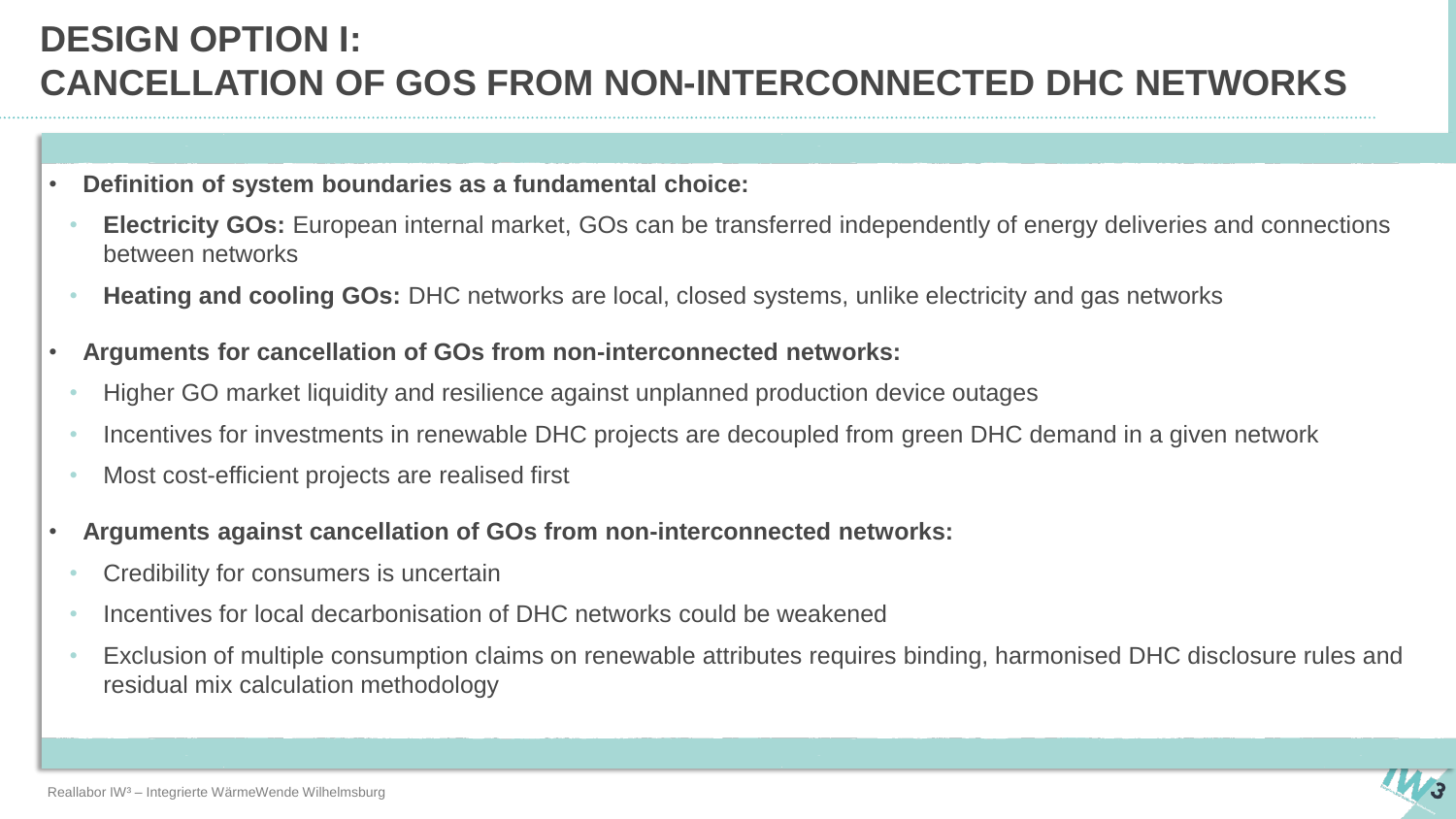# DESIGN OPTION I: CANCELLATION OF GOS FROM NON-INTERCONNECTED DHC NETWORKS

- **Definition of system boundaries as a fundamental choice:**
  - **Electricity GOs:** European internal market, GOs can be transferred independently of energy deliveries and connections between networks
  - **Heating and cooling GOs:** DHC networks are local, closed systems, unlike electricity and gas networks
- **Arguments for cancellation of GOs from non-interconnected networks:**
  - Higher GO market liquidity and resilience against unplanned production device outages
  - Incentives for investments in renewable DHC projects are decoupled from green DHC demand in a given network
  - Most cost-efficient projects are realised first
- **Arguments against cancellation of GOs from non-interconnected networks:**
  - Credibility for consumers is uncertain
  - Incentives for local decarbonisation of DHC networks could be weakened
  - Exclusion of multiple consumption claims on renewable attributes requires binding, harmonised DHC disclosure rules and residual mix calculation methodology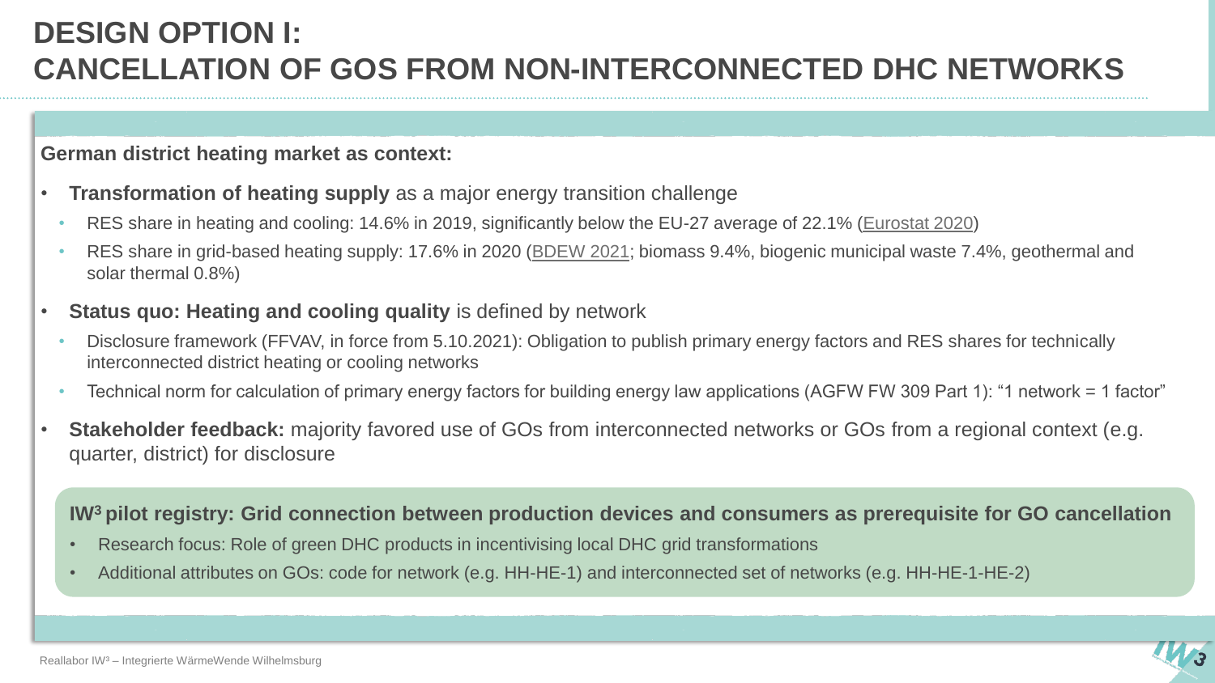# DESIGN OPTION I: CANCELLATION OF GOS FROM NON-INTERCONNECTED DHC NETWORKS

**German district heating market as context:**

- **Transformation of heating supply** as a major energy transition challenge
  - RES share in heating and cooling: 14.6% in 2019, significantly below the EU-27 average of 22.1% (Eurostat 2020)
  - RES share in grid-based heating supply: 17.6% in 2020 (BDEW 2021; biomass 9.4%, biogenic municipal waste 7.4%, geothermal and solar thermal 0.8%)
- **Status quo: Heating and cooling quality** is defined by network
  - Disclosure framework (FFVAV, in force from 5.10.2021): Obligation to publish primary energy factors and RES shares for technically interconnected district heating or cooling networks
  - Technical norm for calculation of primary energy factors for building energy law applications (AGFW FW 309 Part 1): "1 network = 1 factor"
- **Stakeholder feedback:** majority favored use of GOs from interconnected networks or GOs from a regional context (e.g. quarter, district) for disclosure

**IW³ pilot registry: Grid connection between production devices and consumers as prerequisite for GO cancellation**

- Research focus: Role of green DHC products in incentivising local DHC grid transformations
- Additional attributes on GOs: code for network (e.g. HH-HE-1) and interconnected set of networks (e.g. HH-HE-1-HE-2)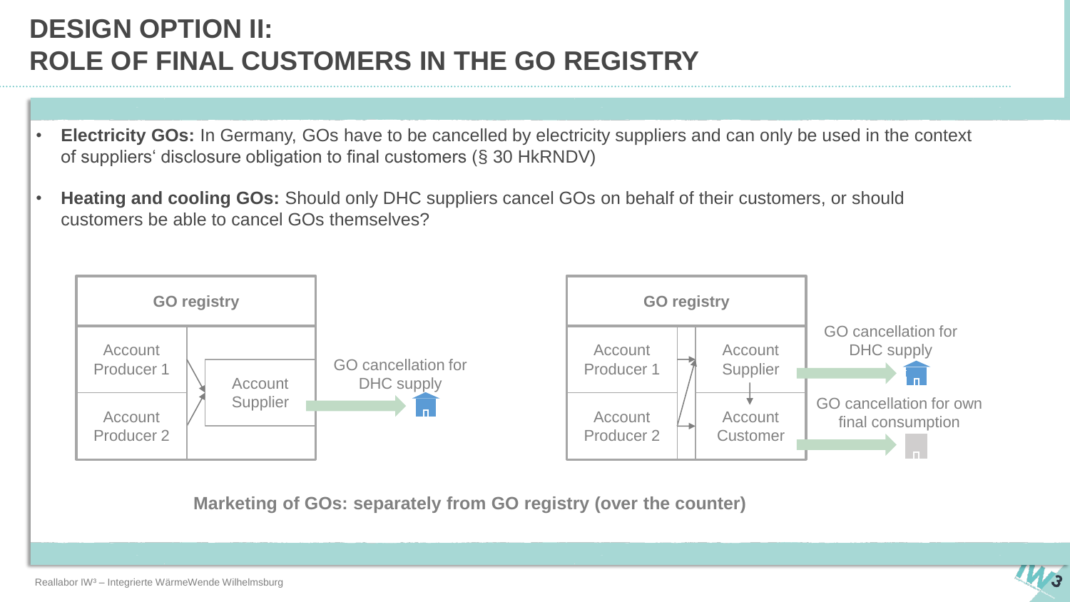# DESIGN OPTION II: ROLE OF FINAL CUSTOMERS IN THE GO REGISTRY

- **Electricity GOs:** In Germany, GOs have to be cancelled by electricity suppliers and can only be used in the context of suppliers' disclosure obligation to final customers (§ 30 HkRNDV)
- **Heating and cooling GOs:** Should only DHC suppliers cancel GOs on behalf of their customers, or should customers be able to cancel GOs themselves?

GO registry

Account Producer 1

Account Producer 2

Account Supplier

GO cancellation for DHC supply

GO registry

Account Producer 1

Account Producer 2

Account Supplier

Account Customer

GO cancellation for DHC supply

GO cancellation for own final consumption

**Marketing of GOs: separately from GO registry (over the counter)**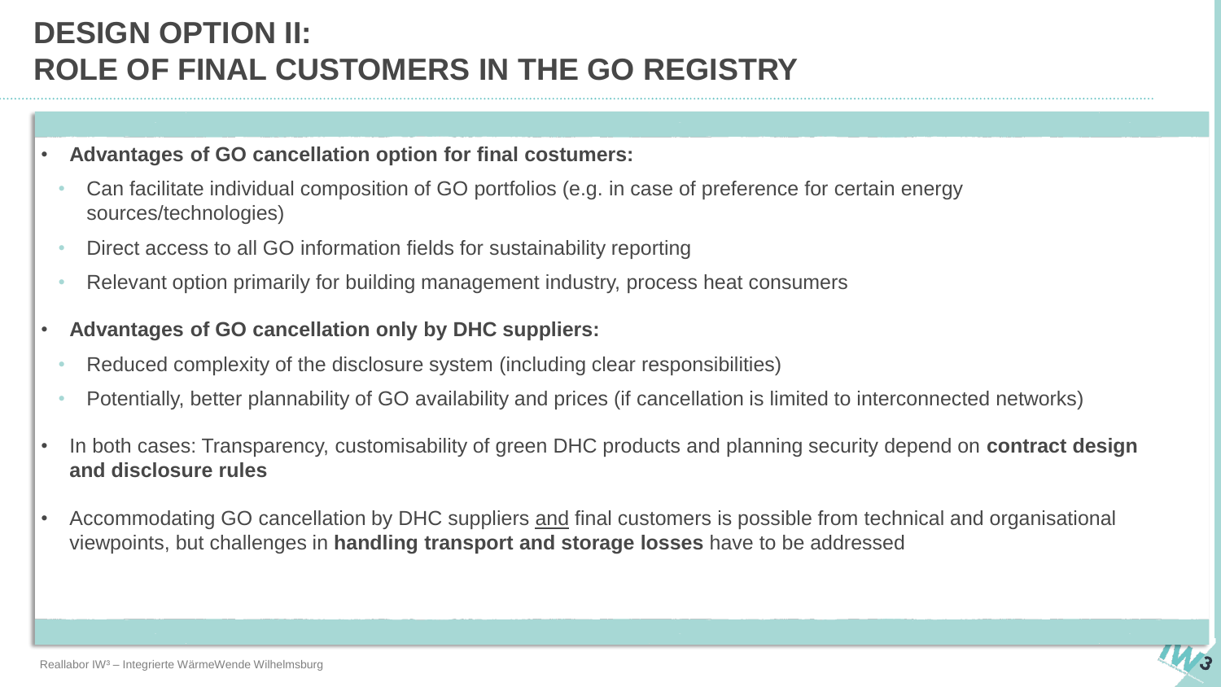# DESIGN OPTION II: ROLE OF FINAL CUSTOMERS IN THE GO REGISTRY

- **Advantages of GO cancellation option for final costumers:**
  - Can facilitate individual composition of GO portfolios (e.g. in case of preference for certain energy sources/technologies)
  - Direct access to all GO information fields for sustainability reporting
  - Relevant option primarily for building management industry, process heat consumers
- **Advantages of GO cancellation only by DHC suppliers:**
  - Reduced complexity of the disclosure system (including clear responsibilities)
  - Potentially, better plannability of GO availability and prices (if cancellation is limited to interconnected networks)
- In both cases: Transparency, customisability of green DHC products and planning security depend on **contract design and disclosure rules**
- Accommodating GO cancellation by DHC suppliers <u>and</u> final customers is possible from technical and organisational viewpoints, but challenges in **handling transport and storage losses** have to be addressed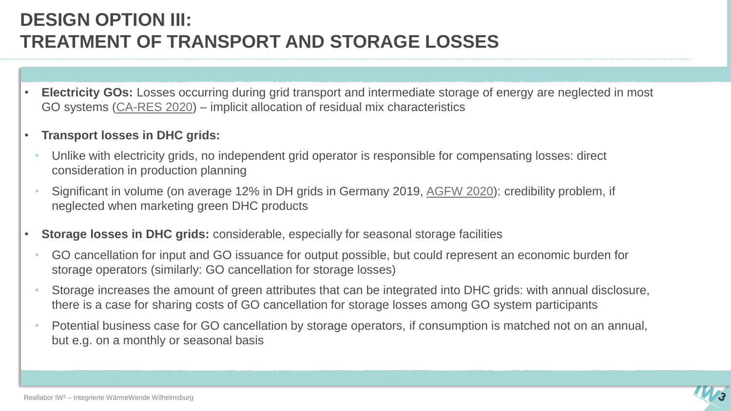# DESIGN OPTION III: TREATMENT OF TRANSPORT AND STORAGE LOSSES

- **Electricity GOs:** Losses occurring during grid transport and intermediate storage of energy are neglected in most GO systems (CA-RES 2020) – implicit allocation of residual mix characteristics
- **Transport losses in DHC grids:**
  - Unlike with electricity grids, no independent grid operator is responsible for compensating losses: direct consideration in production planning
  - Significant in volume (on average 12% in DH grids in Germany 2019, AGFW 2020): credibility problem, if neglected when marketing green DHC products
- **Storage losses in DHC grids:** considerable, especially for seasonal storage facilities
  - GO cancellation for input and GO issuance for output possible, but could represent an economic burden for storage operators (similarly: GO cancellation for storage losses)
  - Storage increases the amount of green attributes that can be integrated into DHC grids: with annual disclosure, there is a case for sharing costs of GO cancellation for storage losses among GO system participants
  - Potential business case for GO cancellation by storage operators, if consumption is matched not on an annual, but e.g. on a monthly or seasonal basis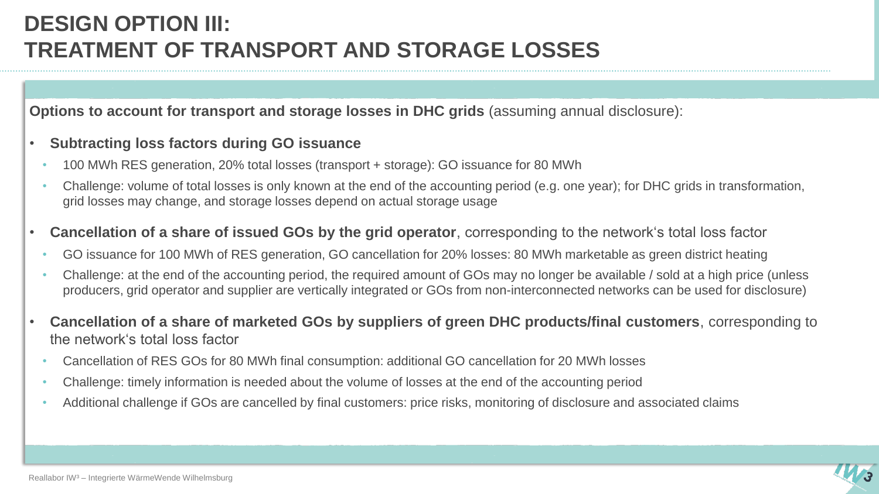# DESIGN OPTION III: TREATMENT OF TRANSPORT AND STORAGE LOSSES

**Options to account for transport and storage losses in DHC grids** (assuming annual disclosure):

- **Subtracting loss factors during GO issuance**
  - 100 MWh RES generation, 20% total losses (transport + storage): GO issuance for 80 MWh
  - Challenge: volume of total losses is only known at the end of the accounting period (e.g. one year); for DHC grids in transformation, grid losses may change, and storage losses depend on actual storage usage
- **Cancellation of a share of issued GOs by the grid operator**, corresponding to the network's total loss factor
  - GO issuance for 100 MWh of RES generation, GO cancellation for 20% losses: 80 MWh marketable as green district heating
  - Challenge: at the end of the accounting period, the required amount of GOs may no longer be available / sold at a high price (unless producers, grid operator and supplier are vertically integrated or GOs from non-interconnected networks can be used for disclosure)
- **Cancellation of a share of marketed GOs by suppliers of green DHC products/final customers**, corresponding to the network's total loss factor
  - Cancellation of RES GOs for 80 MWh final consumption: additional GO cancellation for 20 MWh losses
  - Challenge: timely information is needed about the volume of losses at the end of the accounting period
  - Additional challenge if GOs are cancelled by final customers: price risks, monitoring of disclosure and associated claims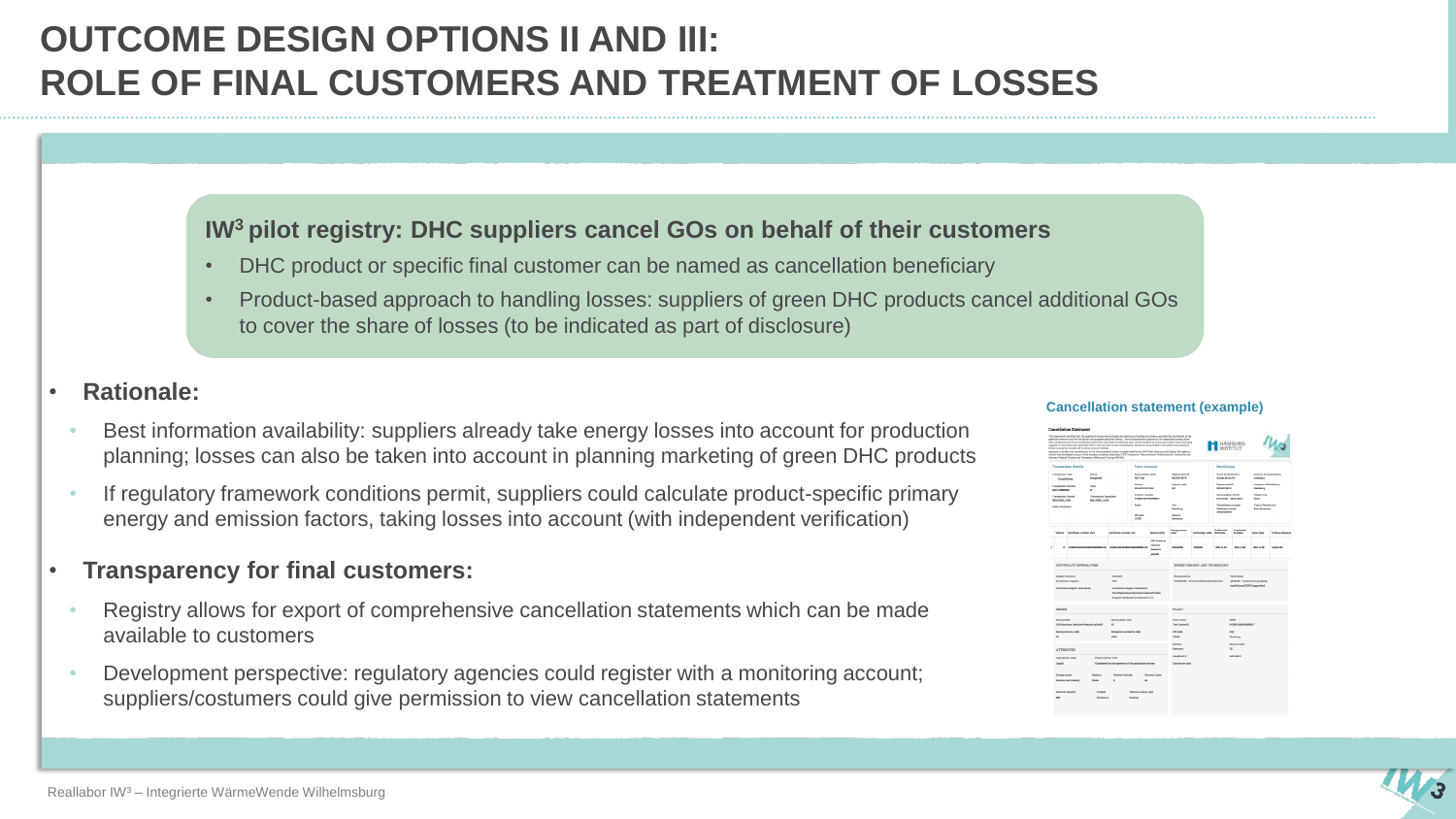# OUTCOME DESIGN OPTIONS II AND III: ROLE OF FINAL CUSTOMERS AND TREATMENT OF LOSSES

**IW³ pilot registry: DHC suppliers cancel GOs on behalf of their customers**

- DHC product or specific final customer can be named as cancellation beneficiary
- Product-based approach to handling losses: suppliers of green DHC products cancel additional GOs to cover the share of losses (to be indicated as part of disclosure)

- **Rationale:**
  - Best information availability: suppliers already take energy losses into account for production planning; losses can also be taken into account in planning marketing of green DHC products
  - If regulatory framework conditions permit, suppliers could calculate product-specific primary energy and emission factors, taking losses into account (with independent verification)
- **Transparency for final customers:**
  - Registry allows for export of comprehensive cancellation statements which can be made available to customers
  - Development perspective: regulatory agencies could register with a monitoring account; suppliers/costumers could give permission to view cancellation statements

**Cancellation statement (example)**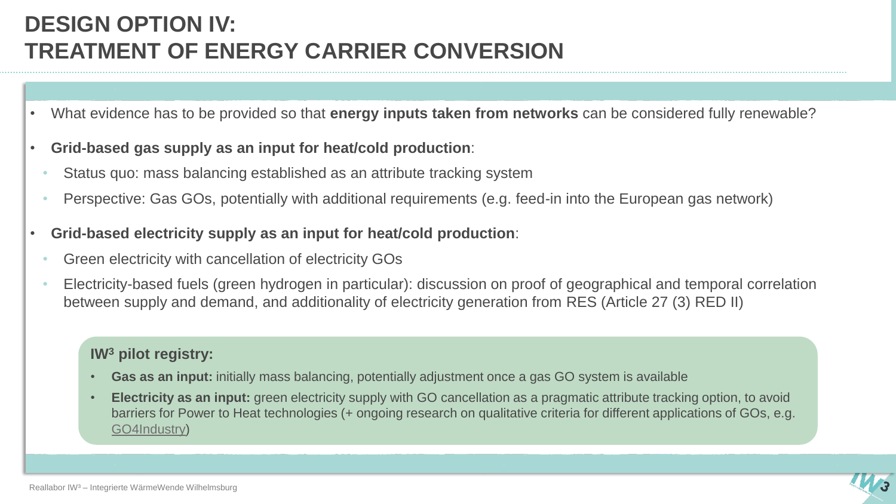# DESIGN OPTION IV: TREATMENT OF ENERGY CARRIER CONVERSION

- What evidence has to be provided so that **energy inputs taken from networks** can be considered fully renewable?
- **Grid-based gas supply as an input for heat/cold production**:
  - Status quo: mass balancing established as an attribute tracking system
  - Perspective: Gas GOs, potentially with additional requirements (e.g. feed-in into the European gas network)
- **Grid-based electricity supply as an input for heat/cold production**:
  - Green electricity with cancellation of electricity GOs
  - Electricity-based fuels (green hydrogen in particular): discussion on proof of geographical and temporal correlation between supply and demand, and additionality of electricity generation from RES (Article 27 (3) RED II)

**IW³ pilot registry:**

- **Gas as an input:** initially mass balancing, potentially adjustment once a gas GO system is available
- **Electricity as an input:** green electricity supply with GO cancellation as a pragmatic attribute tracking option, to avoid barriers for Power to Heat technologies (+ ongoing research on qualitative criteria for different applications of GOs, e.g. GO4Industry)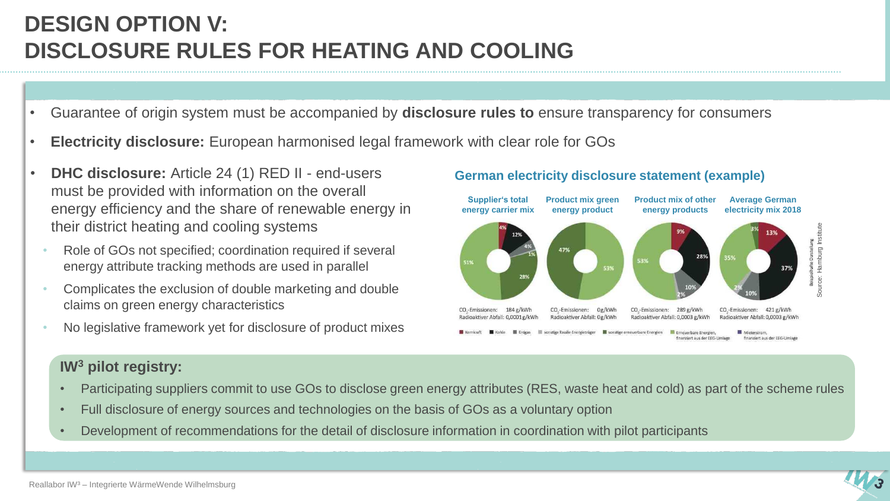# DESIGN OPTION V: DISCLOSURE RULES FOR HEATING AND COOLING

- Guarantee of origin system must be accompanied by **disclosure rules to** ensure transparency for consumers
- **Electricity disclosure:** European harmonised legal framework with clear role for GOs
- **DHC disclosure:** Article 24 (1) RED II - end-users must be provided with information on the overall energy efficiency and the share of renewable energy in their district heating and cooling systems
  - Role of GOs not specified; coordination required if several energy attribute tracking methods are used in parallel
  - Complicates the exclusion of double marketing and double claims on green energy characteristics
  - No legislative framework yet for disclosure of product mixes

**German electricity disclosure statement (example)**

| Supplier's total energy carrier mix | Product mix green energy product | Product mix of other energy products | Average German electricity mix 2018 |
| --- | --- | --- | --- |
| 4%, 12%, 4%, 1%, 28%, 51% | 47%, 53% | 9%, 28%, 10%, 2%, 53% | 3%, 13%, 37%, 10%, 2%, 35% |
| $CO_2$-Emissionen: 184 g/kWh; Radioaktiver Abfall: 0,0001 g/kWh | $CO_2$-Emissionen: 0g/kWh; Radioaktiver Abfall: 0g/kWh | $CO_2$-Emissionen: 289 g/kWh; Radioaktiver Abfall: 0,0003 g/kWh | $CO_2$-Emissionen: 421 g/kWh; Radioaktiver Abfall: 0,0003 g/kWh |

Kernkraft · Kohle · Erdgas · sonstige fossile Energieträger · sonstige erneuerbare Energien · Erneuerbare Energien, finanziert aus der EEG-Umlage · Mieterstrom, finanziert aus der EEG-Umlage

Beispielhafte Darstellung
Source: Hamburg Institute

**IW³ pilot registry:**

- Participating suppliers commit to use GOs to disclose green energy attributes (RES, waste heat and cold) as part of the scheme rules
- Full disclosure of energy sources and technologies on the basis of GOs as a voluntary option
- Development of recommendations for the detail of disclosure information in coordination with pilot participants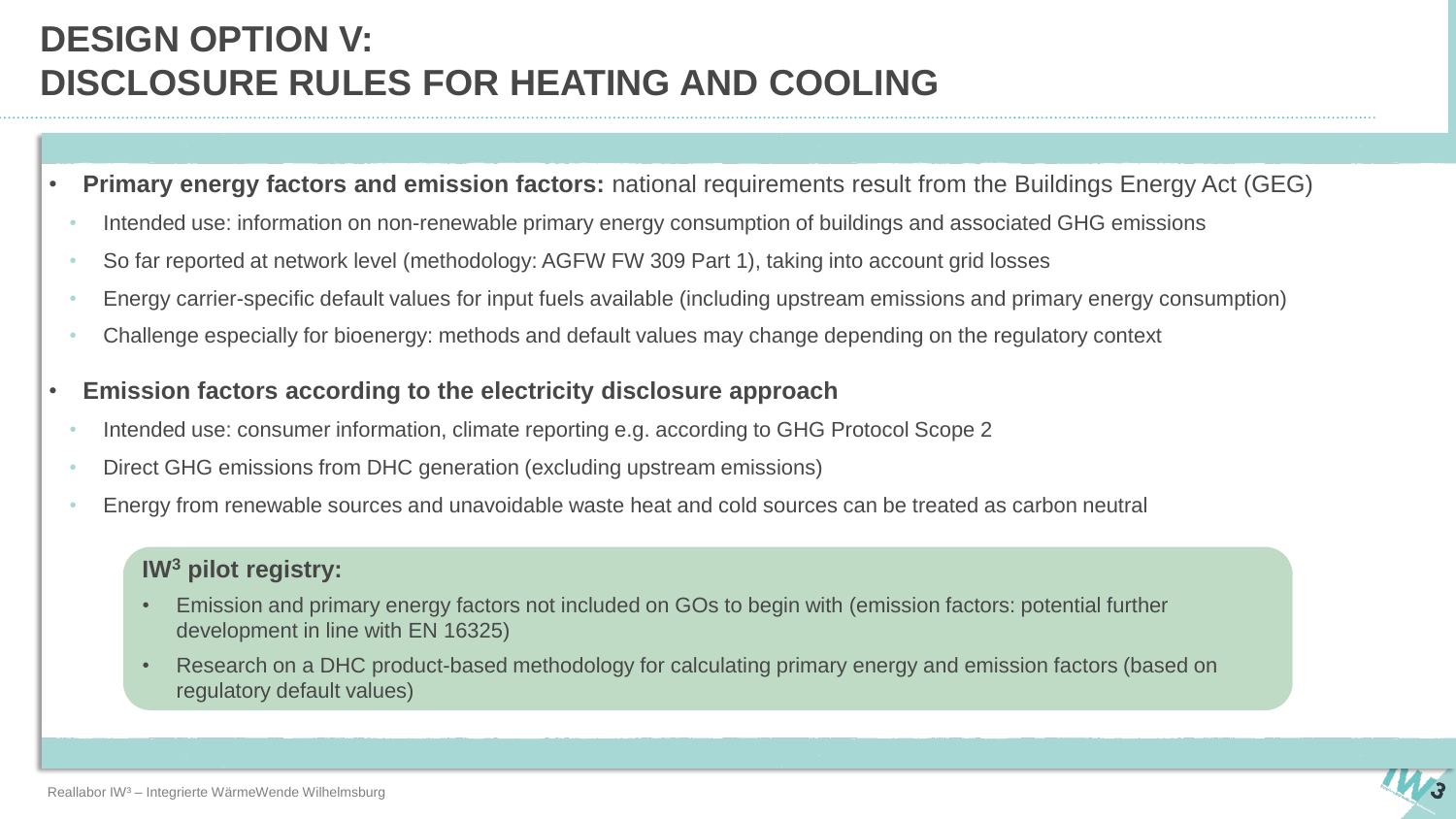# DESIGN OPTION V: DISCLOSURE RULES FOR HEATING AND COOLING

- **Primary energy factors and emission factors:** national requirements result from the Buildings Energy Act (GEG)
  - Intended use: information on non-renewable primary energy consumption of buildings and associated GHG emissions
  - So far reported at network level (methodology: AGFW FW 309 Part 1), taking into account grid losses
  - Energy carrier-specific default values for input fuels available (including upstream emissions and primary energy consumption)
  - Challenge especially for bioenergy: methods and default values may change depending on the regulatory context
- **Emission factors according to the electricity disclosure approach**
  - Intended use: consumer information, climate reporting e.g. according to GHG Protocol Scope 2
  - Direct GHG emissions from DHC generation (excluding upstream emissions)
  - Energy from renewable sources and unavoidable waste heat and cold sources can be treated as carbon neutral

**IW³ pilot registry:**

- Emission and primary energy factors not included on GOs to begin with (emission factors: potential further development in line with EN 16325)
- Research on a DHC product-based methodology for calculating primary energy and emission factors (based on regulatory default values)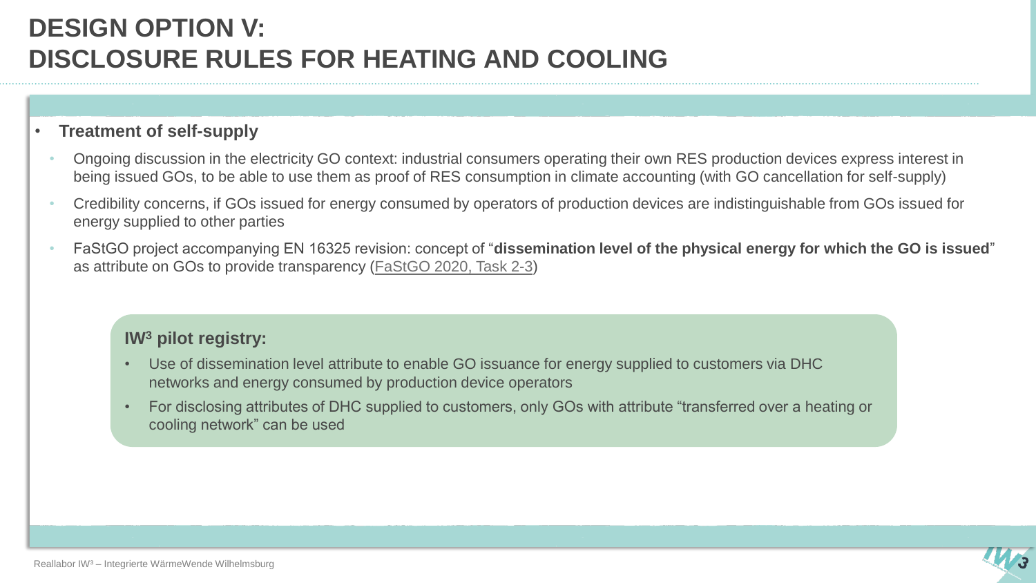# DESIGN OPTION V:
# DISCLOSURE RULES FOR HEATING AND COOLING

- **Treatment of self-supply**
  - Ongoing discussion in the electricity GO context: industrial consumers operating their own RES production devices express interest in being issued GOs, to be able to use them as proof of RES consumption in climate accounting (with GO cancellation for self-supply)
  - Credibility concerns, if GOs issued for energy consumed by operators of production devices are indistinguishable from GOs issued for energy supplied to other parties
  - FaStGO project accompanying EN 16325 revision: concept of "**dissemination level of the physical energy for which the GO is issued**" as attribute on GOs to provide transparency (FaStGO 2020, Task 2-3)

**IW³ pilot registry:**

- Use of dissemination level attribute to enable GO issuance for energy supplied to customers via DHC networks and energy consumed by production device operators
- For disclosing attributes of DHC supplied to customers, only GOs with attribute "transferred over a heating or cooling network" can be used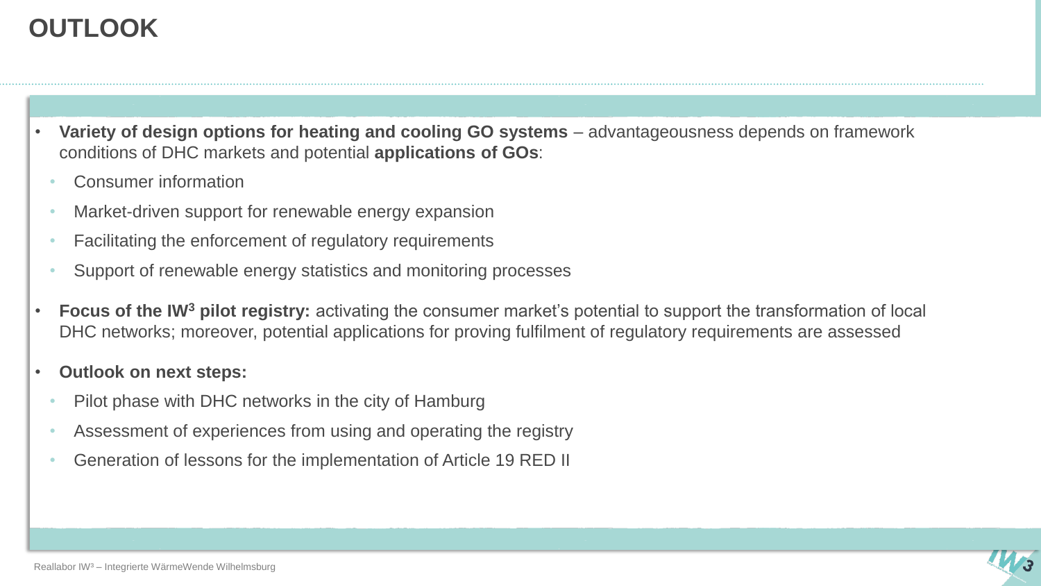# OUTLOOK

- **Variety of design options for heating and cooling GO systems** – advantageousness depends on framework conditions of DHC markets and potential **applications of GOs**:
  - Consumer information
  - Market-driven support for renewable energy expansion
  - Facilitating the enforcement of regulatory requirements
  - Support of renewable energy statistics and monitoring processes
- **Focus of the IW$^3$ pilot registry:** activating the consumer market's potential to support the transformation of local DHC networks; moreover, potential applications for proving fulfilment of regulatory requirements are assessed
- **Outlook on next steps:**
  - Pilot phase with DHC networks in the city of Hamburg
  - Assessment of experiences from using and operating the registry
  - Generation of lessons for the implementation of Article 19 RED II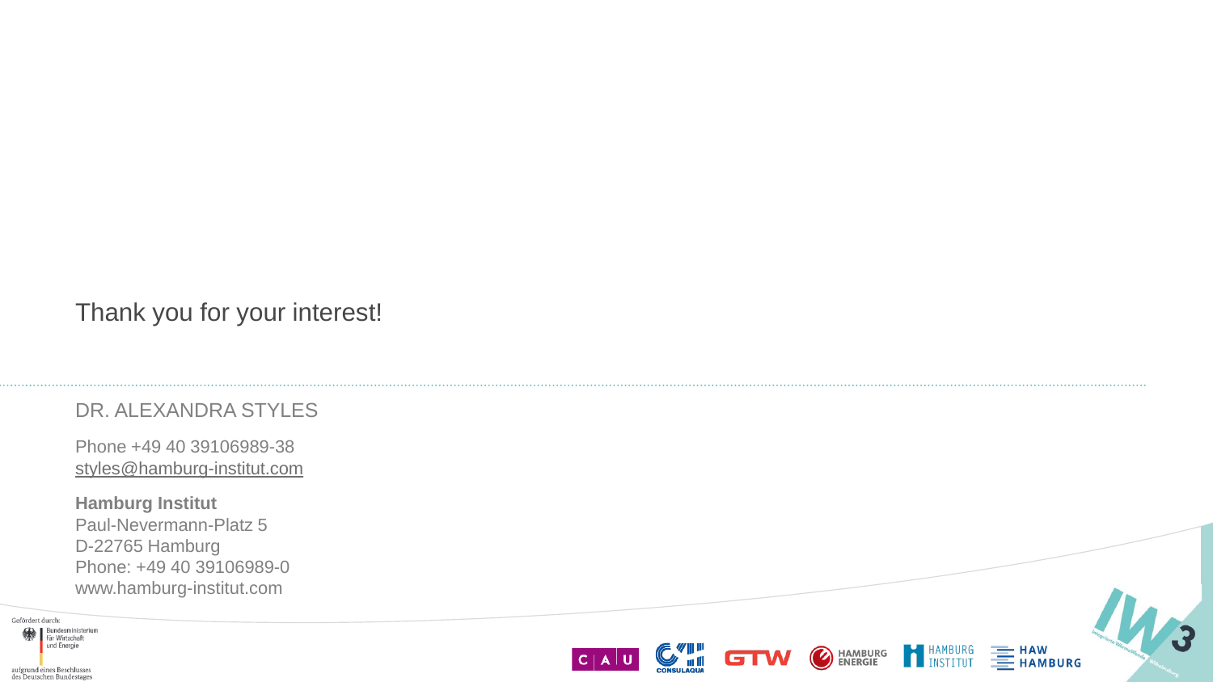Thank you for your interest!

DR. ALEXANDRA STYLES

Phone +49 40 39106989-38
styles@hamburg-institut.com

**Hamburg Institut**
Paul-Nevermann-Platz 5
D-22765 Hamburg
Phone: +49 40 39106989-0
www.hamburg-institut.com

Gefördert durch:
Bundesministerium für Wirtschaft und Energie
aufgrund eines Beschlusses des Deutschen Bundestages